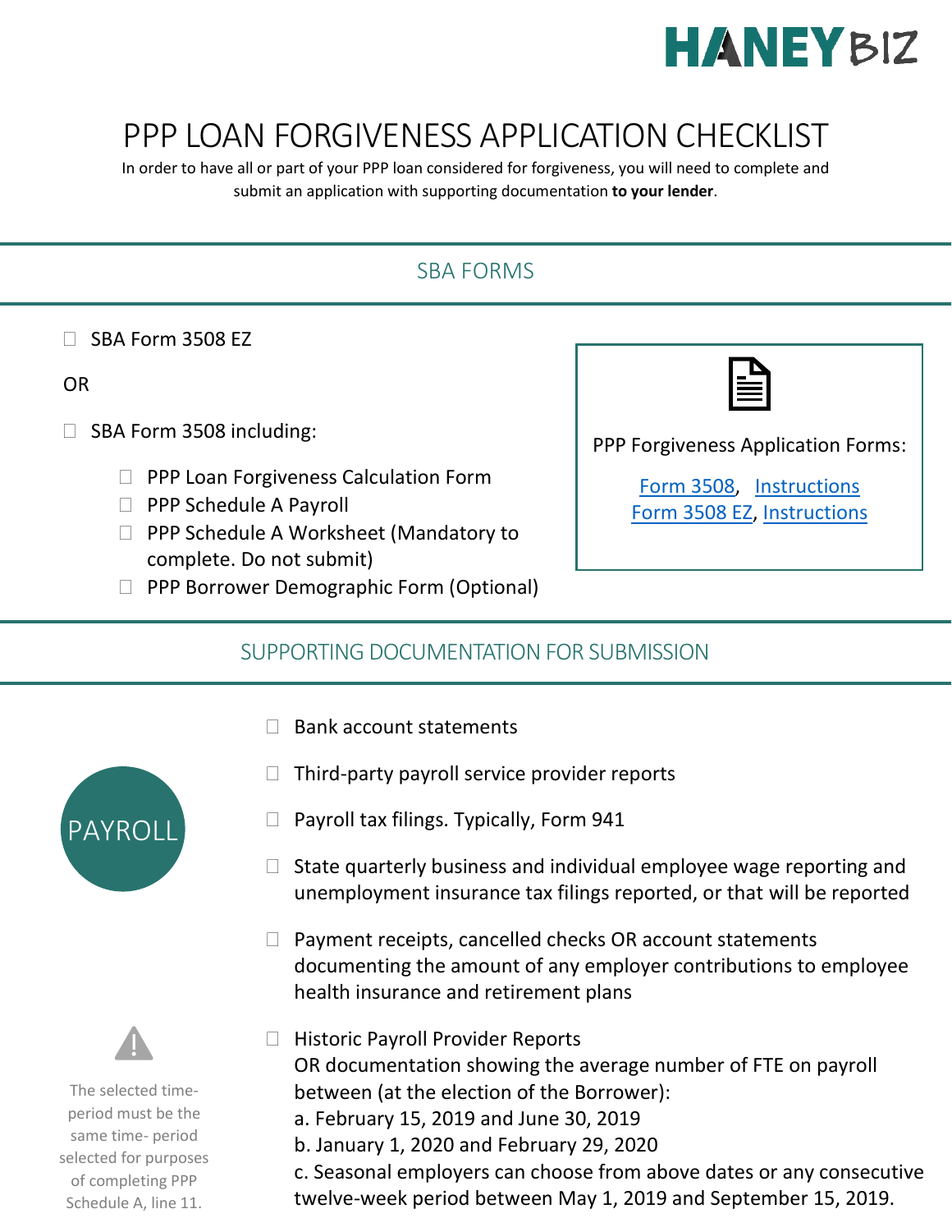# PPP LOAN FORGIVENESS APPLICATION CHECKLIST

In order to have all or part of your PPP loan considered for forgiveness, you will need to complete and submit an application with supporting documentation **to your lender**.

## SBA FORMS

- ☐ SBA Form 3508 EZ

OR

- ☐ SBA Form 3508 including:
  - ☐ PPP Loan Forgiveness Calculation Form
  - ☐ PPP Schedule A Payroll
  - ☐ PPP Schedule A Worksheet (Mandatory to complete. Do not submit)
  - ☐ PPP Borrower Demographic Form (Optional)

PPP Forgiveness Application Forms:

Form 3508, Instructions
Form 3508 EZ, Instructions

## SUPPORTING DOCUMENTATION FOR SUBMISSION

### PAYROLL

- ☐ Bank account statements
- ☐ Third-party payroll service provider reports
- ☐ Payroll tax filings. Typically, Form 941
- ☐ State quarterly business and individual employee wage reporting and unemployment insurance tax filings reported, or that will be reported
- ☐ Payment receipts, cancelled checks OR account statements documenting the amount of any employer contributions to employee health insurance and retirement plans
- ☐ Historic Payroll Provider Reports
  OR documentation showing the average number of FTE on payroll between (at the election of the Borrower):
  a. February 15, 2019 and June 30, 2019
  b. January 1, 2020 and February 29, 2020
  c. Seasonal employers can choose from above dates or any consecutive twelve-week period between May 1, 2019 and September 15, 2019.

The selected time-period must be the same time- period selected for purposes of completing PPP Schedule A, line 11.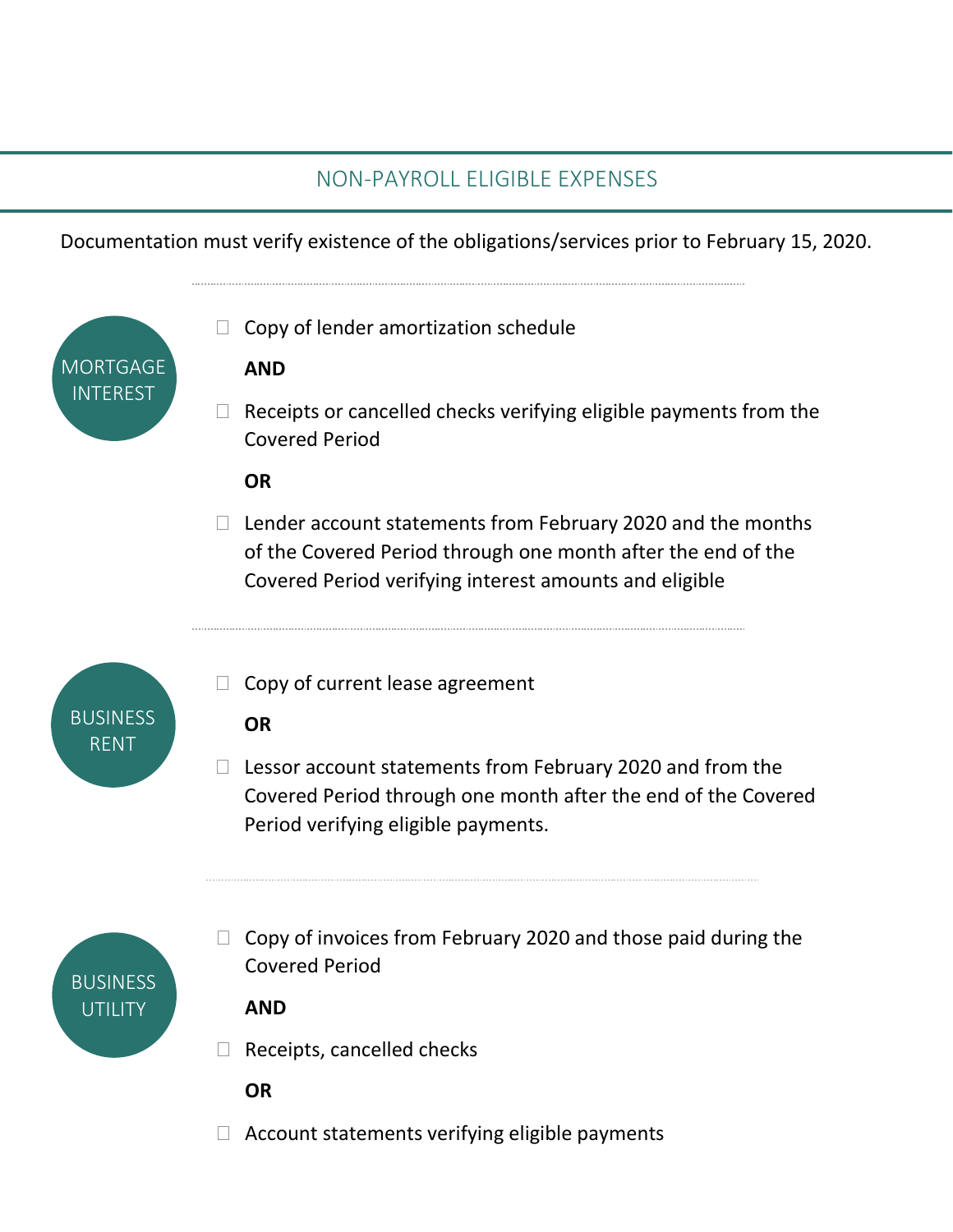## NON-PAYROLL ELIGIBLE EXPENSES

Documentation must verify existence of the obligations/services prior to February 15, 2020.

### MORTGAGE INTEREST

- ☐ Copy of lender amortization schedule

  **AND**

- ☐ Receipts or cancelled checks verifying eligible payments from the Covered Period

  **OR**

- ☐ Lender account statements from February 2020 and the months of the Covered Period through one month after the end of the Covered Period verifying interest amounts and eligible

### BUSINESS RENT

- ☐ Copy of current lease agreement

  **OR**

- ☐ Lessor account statements from February 2020 and from the Covered Period through one month after the end of the Covered Period verifying eligible payments.

### BUSINESS UTILITY

- ☐ Copy of invoices from February 2020 and those paid during the Covered Period

  **AND**

- ☐ Receipts, cancelled checks

  **OR**

- ☐ Account statements verifying eligible payments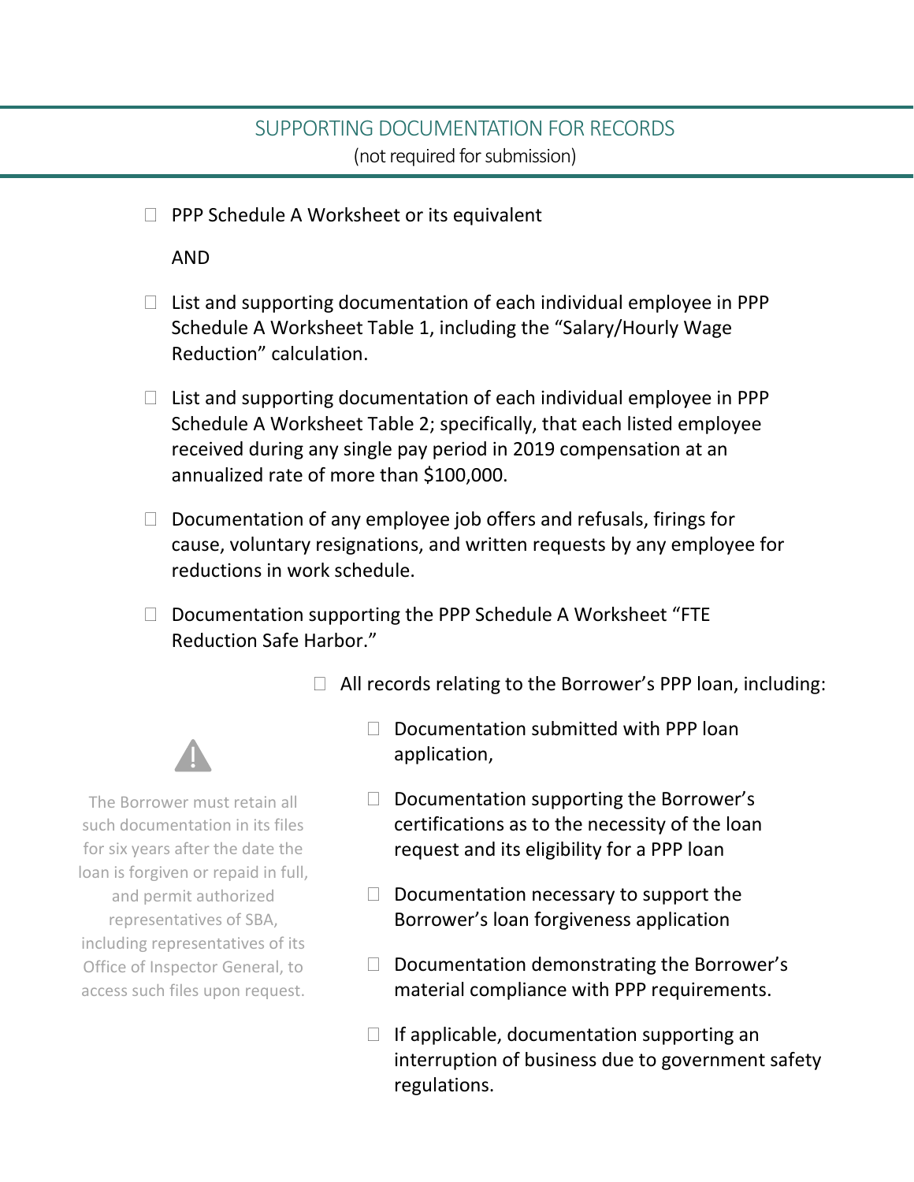## SUPPORTING DOCUMENTATION FOR RECORDS

(not required for submission)

- ☐ PPP Schedule A Worksheet or its equivalent

  AND

- ☐ List and supporting documentation of each individual employee in PPP Schedule A Worksheet Table 1, including the "Salary/Hourly Wage Reduction" calculation.
- ☐ List and supporting documentation of each individual employee in PPP Schedule A Worksheet Table 2; specifically, that each listed employee received during any single pay period in 2019 compensation at an annualized rate of more than $100,000.
- ☐ Documentation of any employee job offers and refusals, firings for cause, voluntary resignations, and written requests by any employee for reductions in work schedule.
- ☐ Documentation supporting the PPP Schedule A Worksheet "FTE Reduction Safe Harbor."
- ☐ All records relating to the Borrower's PPP loan, including:
  - ☐ Documentation submitted with PPP loan application,
  - ☐ Documentation supporting the Borrower's certifications as to the necessity of the loan request and its eligibility for a PPP loan
  - ☐ Documentation necessary to support the Borrower's loan forgiveness application
  - ☐ Documentation demonstrating the Borrower's material compliance with PPP requirements.
  - ☐ If applicable, documentation supporting an interruption of business due to government safety regulations.

The Borrower must retain all such documentation in its files for six years after the date the loan is forgiven or repaid in full, and permit authorized representatives of SBA, including representatives of its Office of Inspector General, to access such files upon request.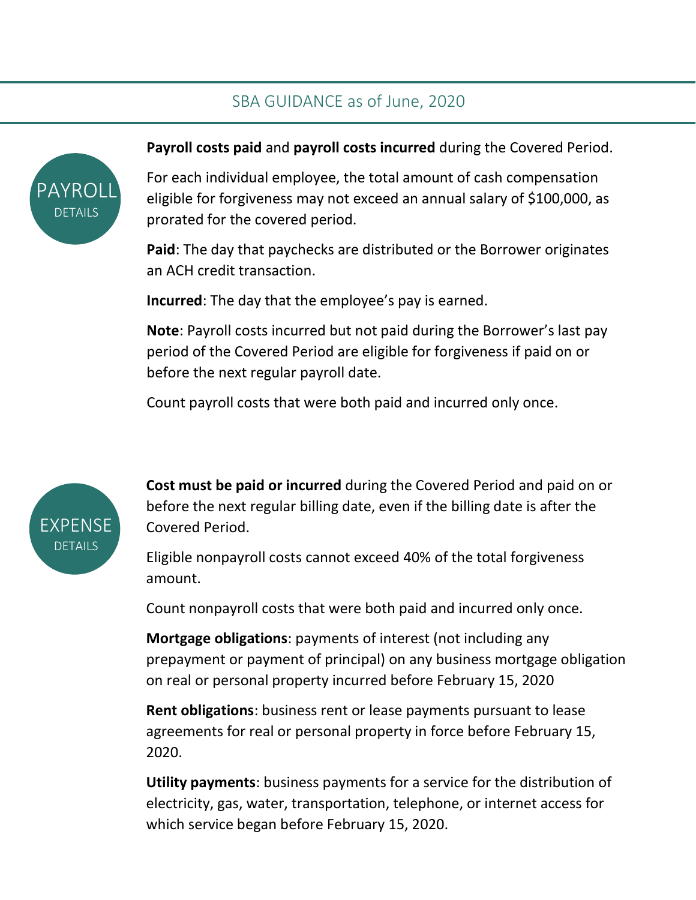## SBA GUIDANCE as of June, 2020

### PAYROLL DETAILS

**Payroll costs paid** and **payroll costs incurred** during the Covered Period.

For each individual employee, the total amount of cash compensation eligible for forgiveness may not exceed an annual salary of $100,000, as prorated for the covered period.

**Paid**: The day that paychecks are distributed or the Borrower originates an ACH credit transaction.

**Incurred**: The day that the employee's pay is earned.

**Note**: Payroll costs incurred but not paid during the Borrower's last pay period of the Covered Period are eligible for forgiveness if paid on or before the next regular payroll date.

Count payroll costs that were both paid and incurred only once.

### EXPENSE DETAILS

**Cost must be paid or incurred** during the Covered Period and paid on or before the next regular billing date, even if the billing date is after the Covered Period.

Eligible nonpayroll costs cannot exceed 40% of the total forgiveness amount.

Count nonpayroll costs that were both paid and incurred only once.

**Mortgage obligations**: payments of interest (not including any prepayment or payment of principal) on any business mortgage obligation on real or personal property incurred before February 15, 2020

**Rent obligations**: business rent or lease payments pursuant to lease agreements for real or personal property in force before February 15, 2020.

**Utility payments**: business payments for a service for the distribution of electricity, gas, water, transportation, telephone, or internet access for which service began before February 15, 2020.